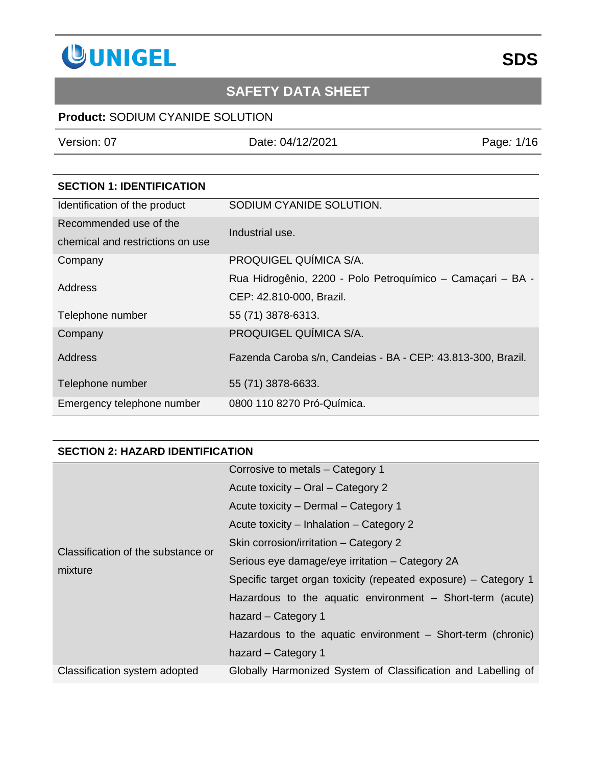# SAFETY DATA SHEET

**Product:** SODIUM CYANIDE SOLUTION

| Version: 07 | Date: 04/12/2021 |
|---|---|

## SECTION 1: IDENTIFICATION

| | |
|---|---|
| Identification of the product | SODIUM CYANIDE SOLUTION. |
| Recommended use of the chemical and restrictions on use | Industrial use. |
| Company | PROQUIGEL QUÍMICA S/A. |
| Address | Rua Hidrogênio, 2200 - Polo Petroquímico – Camaçari – BA - CEP: 42.810-000, Brazil. |
| Telephone number | 55 (71) 3878-6313. |
| Company | PROQUIGEL QUÍMICA S/A. |
| Address | Fazenda Caroba s/n, Candeias - BA - CEP: 43.813-300, Brazil. |
| Telephone number | 55 (71) 3878-6633. |
| Emergency telephone number | 0800 110 8270 Pró-Química. |

## SECTION 2: HAZARD IDENTIFICATION

| | |
|---|---|
| Classification of the substance or mixture | Corrosive to metals – Category 1<br>Acute toxicity – Oral – Category 2<br>Acute toxicity – Dermal – Category 1<br>Acute toxicity – Inhalation – Category 2<br>Skin corrosion/irritation – Category 2<br>Serious eye damage/eye irritation – Category 2A<br>Specific target organ toxicity (repeated exposure) – Category 1<br>Hazardous to the aquatic environment – Short-term (acute) hazard – Category 1<br>Hazardous to the aquatic environment – Short-term (chronic) hazard – Category 1 |
| Classification system adopted | Globally Harmonized System of Classification and Labelling of |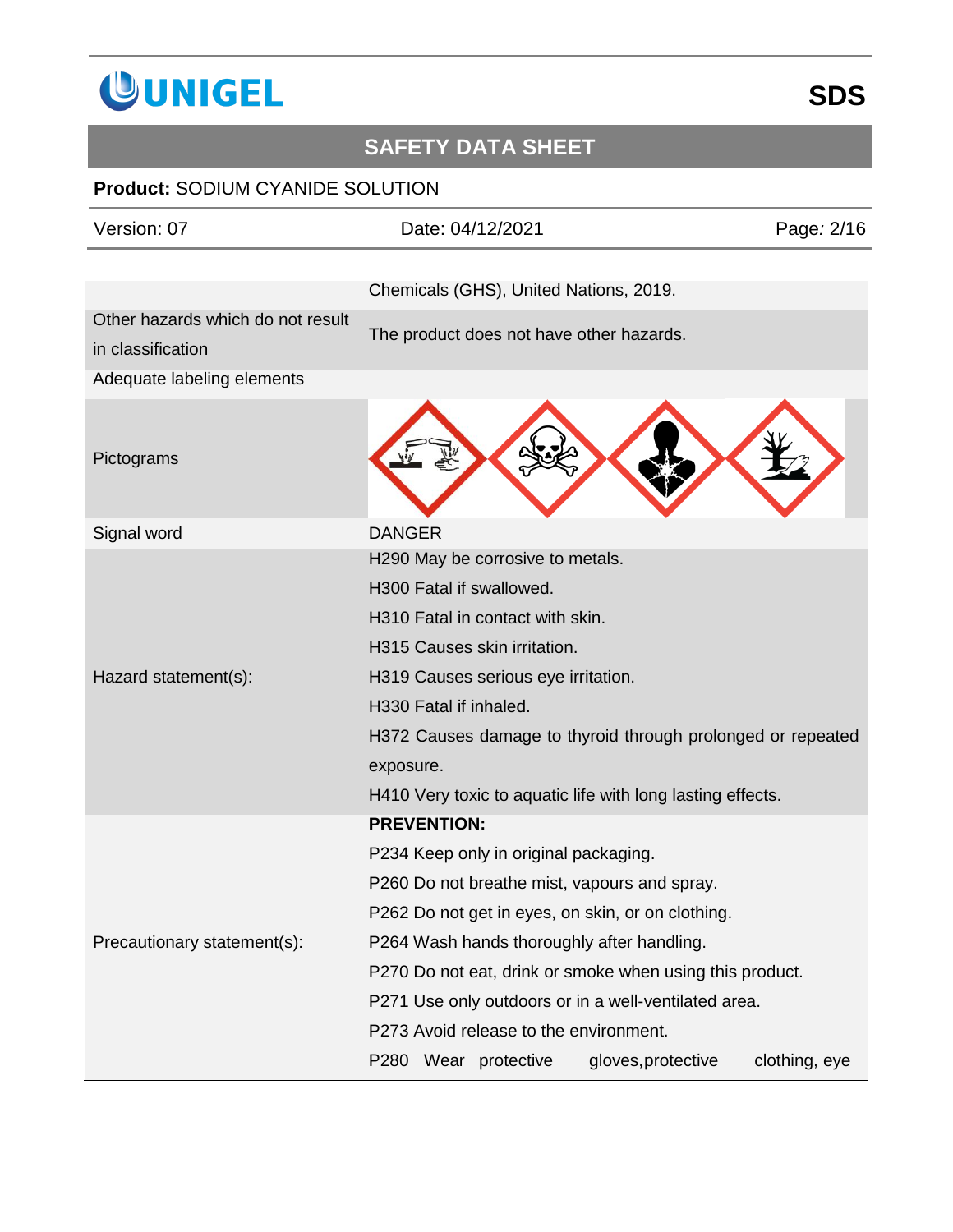| | |
|---|---|
| | Chemicals (GHS), United Nations, 2019. |
| Other hazards which do not result in classification | The product does not have other hazards. |
| Adequate labeling elements | |
| Pictograms | |
| Signal word | DANGER |
| Hazard statement(s): | H290 May be corrosive to metals.<br>H300 Fatal if swallowed.<br>H310 Fatal in contact with skin.<br>H315 Causes skin irritation.<br>H319 Causes serious eye irritation.<br>H330 Fatal if inhaled.<br>H372 Causes damage to thyroid through prolonged or repeated exposure.<br>H410 Very toxic to aquatic life with long lasting effects. |
| Precautionary statement(s): | **PREVENTION:**<br>P234 Keep only in original packaging.<br>P260 Do not breathe mist, vapours and spray.<br>P262 Do not get in eyes, on skin, or on clothing.<br>P264 Wash hands thoroughly after handling.<br>P270 Do not eat, drink or smoke when using this product.<br>P271 Use only outdoors or in a well-ventilated area.<br>P273 Avoid release to the environment.<br>P280 Wear protective gloves, protective clothing, eye |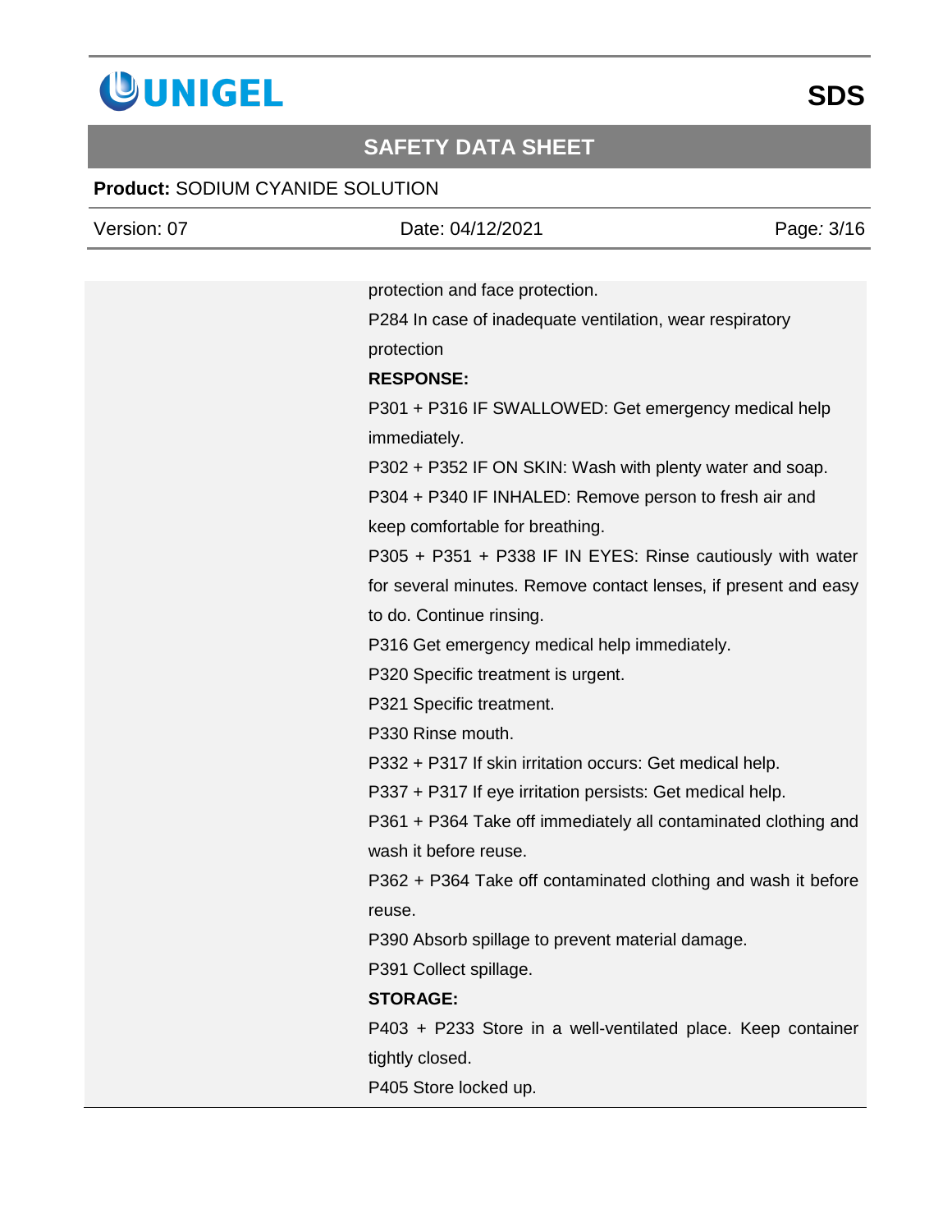protection and face protection.

P284 In case of inadequate ventilation, wear respiratory protection

**RESPONSE:**

P301 + P316 IF SWALLOWED: Get emergency medical help immediately.

P302 + P352 IF ON SKIN: Wash with plenty water and soap.

P304 + P340 IF INHALED: Remove person to fresh air and keep comfortable for breathing.

P305 + P351 + P338 IF IN EYES: Rinse cautiously with water for several minutes. Remove contact lenses, if present and easy to do. Continue rinsing.

P316 Get emergency medical help immediately.

P320 Specific treatment is urgent.

P321 Specific treatment.

P330 Rinse mouth.

P332 + P317 If skin irritation occurs: Get medical help.

P337 + P317 If eye irritation persists: Get medical help.

P361 + P364 Take off immediately all contaminated clothing and wash it before reuse.

P362 + P364 Take off contaminated clothing and wash it before reuse.

P390 Absorb spillage to prevent material damage.

P391 Collect spillage.

**STORAGE:**

P403 + P233 Store in a well-ventilated place. Keep container tightly closed.

P405 Store locked up.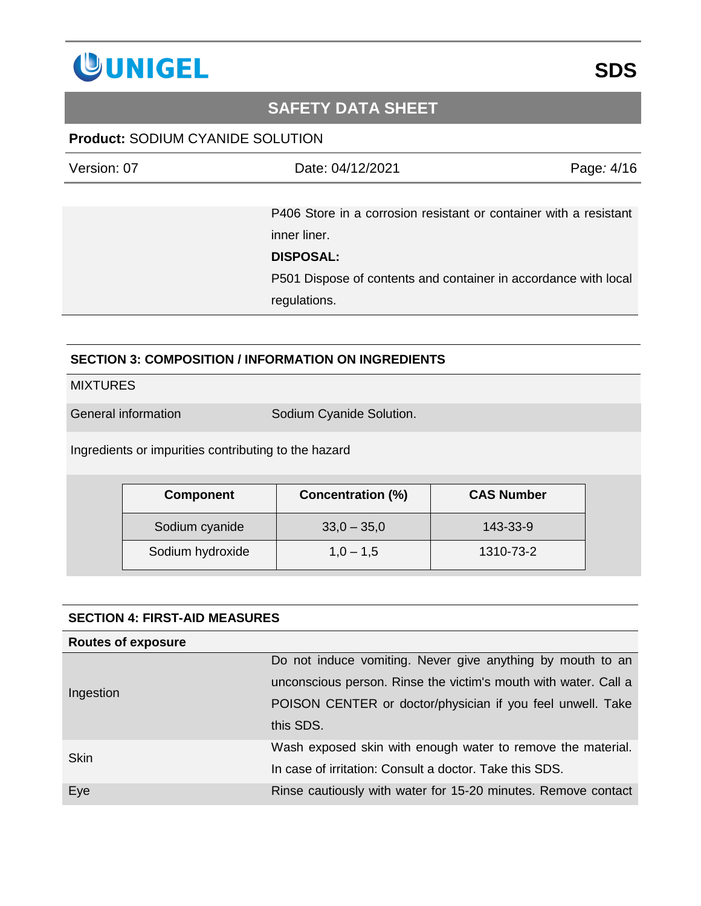| | |
|---|---|
| | P406 Store in a corrosion resistant or container with a resistant inner liner. |
| | **DISPOSAL:** |
| | P501 Dispose of contents and container in accordance with local regulations. |

## SECTION 3: COMPOSITION / INFORMATION ON INGREDIENTS

MIXTURES

| | |
|---|---|
| General information | Sodium Cyanide Solution. |

Ingredients or impurities contributing to the hazard

| Component | Concentration (%) | CAS Number |
|---|---|---|
| Sodium cyanide | 33,0 – 35,0 | 143-33-9 |
| Sodium hydroxide | 1,0 – 1,5 | 1310-73-2 |

## SECTION 4: FIRST-AID MEASURES

**Routes of exposure**

| | |
|---|---|
| Ingestion | Do not induce vomiting. Never give anything by mouth to an unconscious person. Rinse the victim's mouth with water. Call a POISON CENTER or doctor/physician if you feel unwell. Take this SDS. |
| Skin | Wash exposed skin with enough water to remove the material. In case of irritation: Consult a doctor. Take this SDS. |
| Eye | Rinse cautiously with water for 15-20 minutes. Remove contact |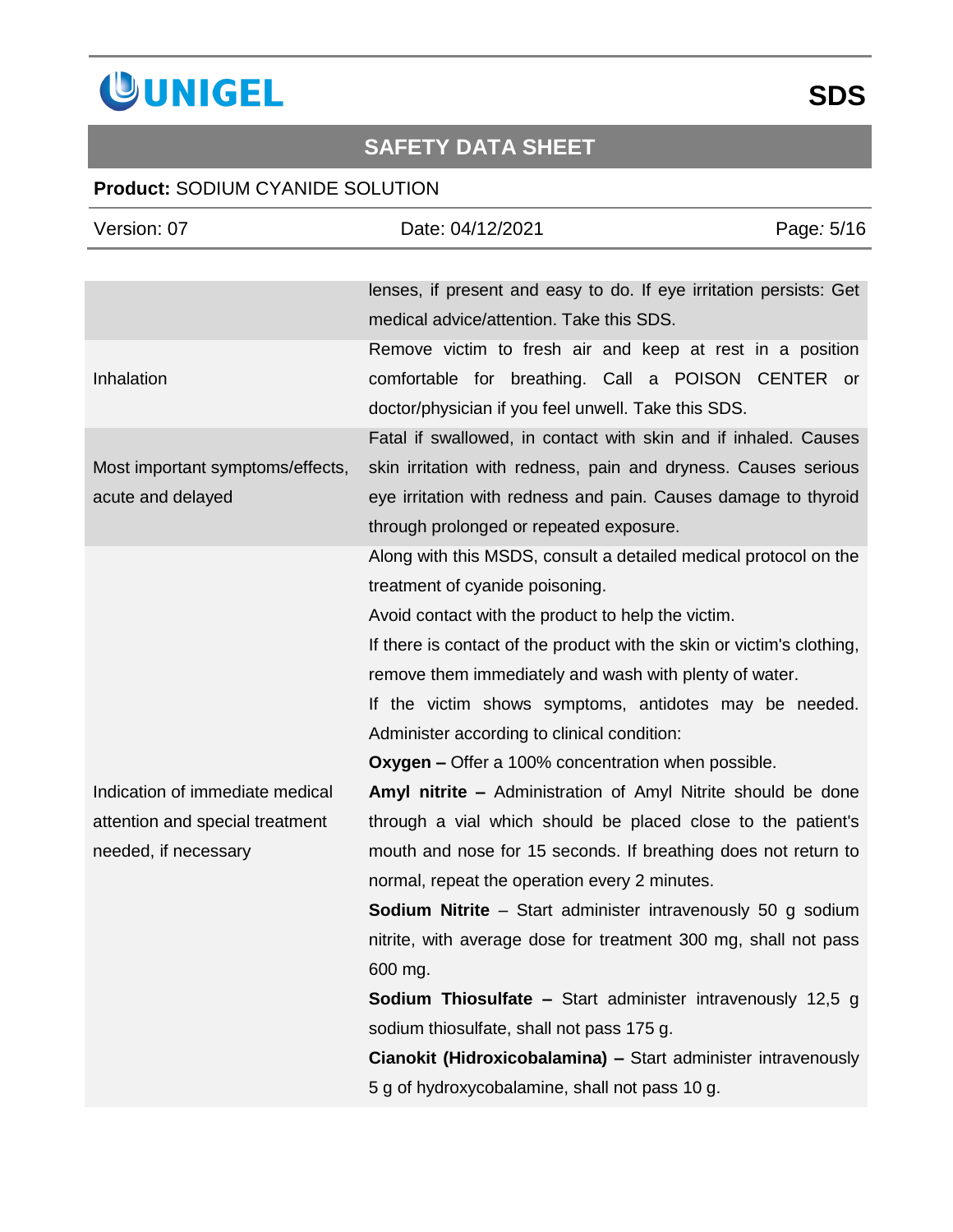| | |
|---|---|
| | lenses, if present and easy to do. If eye irritation persists: Get medical advice/attention. Take this SDS. |
| Inhalation | Remove victim to fresh air and keep at rest in a position comfortable for breathing. Call a POISON CENTER or doctor/physician if you feel unwell. Take this SDS. |
| Most important symptoms/effects, acute and delayed | Fatal if swallowed, in contact with skin and if inhaled. Causes skin irritation with redness, pain and dryness. Causes serious eye irritation with redness and pain. Causes damage to thyroid through prolonged or repeated exposure. |
| Indication of immediate medical attention and special treatment needed, if necessary | Along with this MSDS, consult a detailed medical protocol on the treatment of cyanide poisoning.<br>Avoid contact with the product to help the victim.<br>If there is contact of the product with the skin or victim's clothing, remove them immediately and wash with plenty of water.<br>If the victim shows symptoms, antidotes may be needed. Administer according to clinical condition:<br>**Oxygen –** Offer a 100% concentration when possible.<br>**Amyl nitrite –** Administration of Amyl Nitrite should be done through a vial which should be placed close to the patient's mouth and nose for 15 seconds. If breathing does not return to normal, repeat the operation every 2 minutes.<br>**Sodium Nitrite** – Start administer intravenously 50 g sodium nitrite, with average dose for treatment 300 mg, shall not pass 600 mg.<br>**Sodium Thiosulfate –** Start administer intravenously 12,5 g sodium thiosulfate, shall not pass 175 g.<br>**Cianokit (Hidroxicobalamina) –** Start administer intravenously 5 g of hydroxycobalamine, shall not pass 10 g. |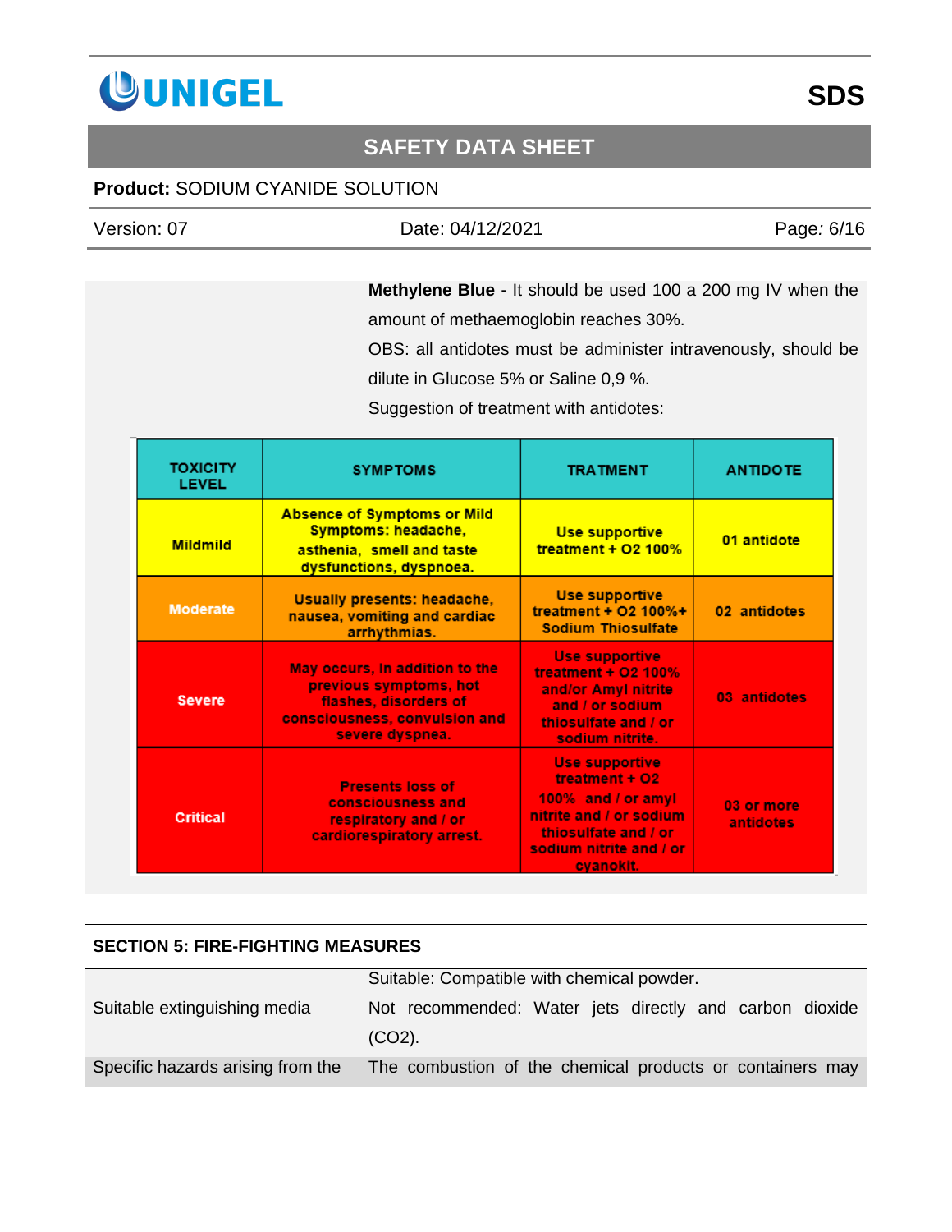**Methylene Blue -** It should be used 100 a 200 mg IV when the amount of methaemoglobin reaches 30%.

OBS: all antidotes must be administer intravenously, should be dilute in Glucose 5% or Saline 0,9 %.

Suggestion of treatment with antidotes:

| TOXICITY LEVEL | SYMPTOMS | TRATMENT | ANTIDOTE |
|---|---|---|---|
| Mildmild | Absence of Symptoms or Mild Symptoms: headache, asthenia, smell and taste dysfunctions, dyspnoea. | Use supportive treatment + O2 100% | 01 antidote |
| Moderate | Usually presents: headache, nausea, vomiting and cardiac arrhythmias. | Use supportive treatment + O2 100%+ Sodium Thiosulfate | 02 antidotes |
| Severe | May occurs, In addition to the previous symptoms, hot flashes, disorders of consciousness, convulsion and severe dyspnea. | Use supportive treatment + O2 100% and/or Amyl nitrite and / or sodium thiosulfate and / or sodium nitrite. | 03 antidotes |
| Critical | Presents loss of consciousness and respiratory and / or cardiorespiratory arrest. | Use supportive treatment + O2 100% and / or amyl nitrite and / or sodium thiosulfate and / or sodium nitrite and / or cyanokit. | 03 or more antidotes |

## SECTION 5: FIRE-FIGHTING MEASURES

| | |
|---|---|
| Suitable extinguishing media | Suitable: Compatible with chemical powder.<br>Not recommended: Water jets directly and carbon dioxide ($CO_2$). |
| Specific hazards arising from the | The combustion of the chemical products or containers may |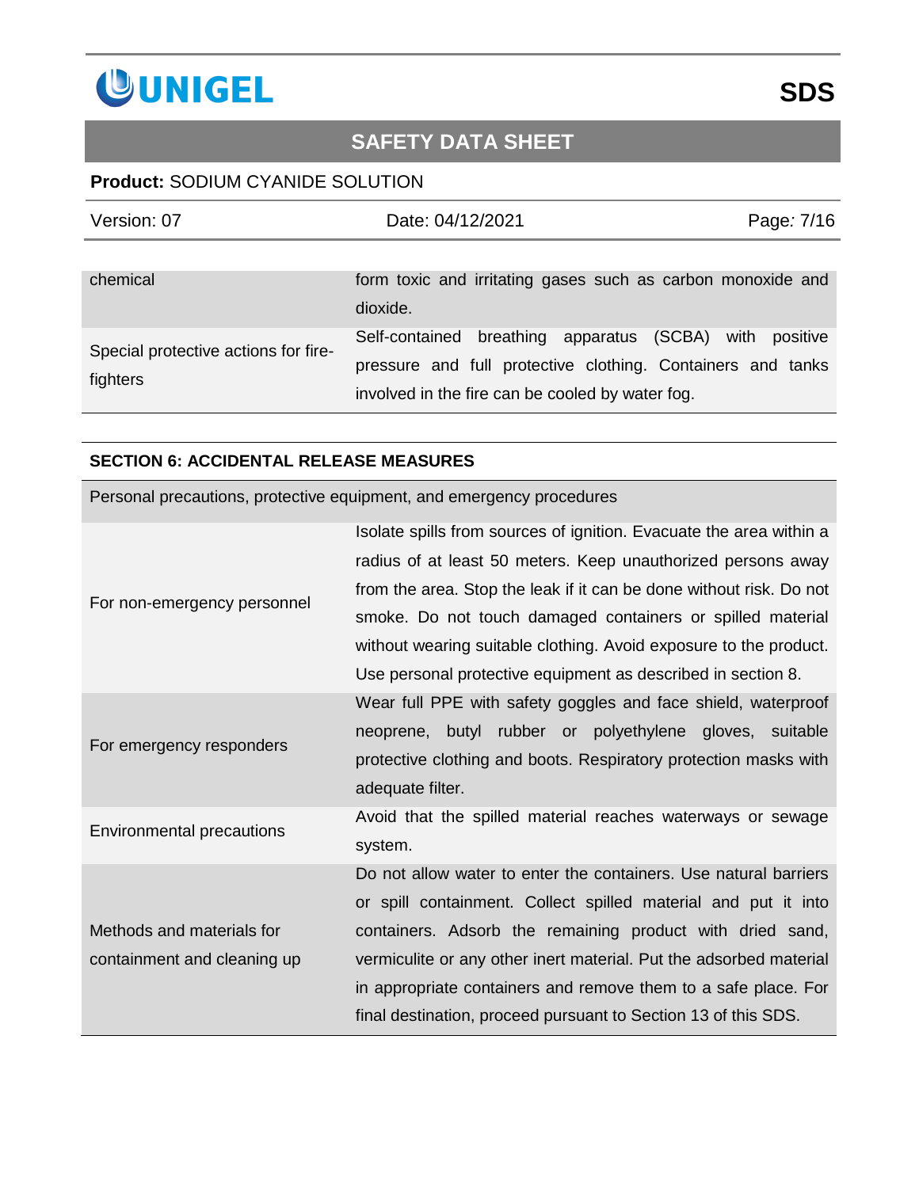| | |
|---|---|
| chemical | form toxic and irritating gases such as carbon monoxide and dioxide. |
| Special protective actions for fire-fighters | Self-contained breathing apparatus (SCBA) with positive pressure and full protective clothing. Containers and tanks involved in the fire can be cooled by water fog. |

## SECTION 6: ACCIDENTAL RELEASE MEASURES

| Personal precautions, protective equipment, and emergency procedures | |
|---|---|
| For non-emergency personnel | Isolate spills from sources of ignition. Evacuate the area within a radius of at least 50 meters. Keep unauthorized persons away from the area. Stop the leak if it can be done without risk. Do not smoke. Do not touch damaged containers or spilled material without wearing suitable clothing. Avoid exposure to the product. Use personal protective equipment as described in section 8. |
| For emergency responders | Wear full PPE with safety goggles and face shield, waterproof neoprene, butyl rubber or polyethylene gloves, suitable protective clothing and boots. Respiratory protection masks with adequate filter. |
| Environmental precautions | Avoid that the spilled material reaches waterways or sewage system. |
| Methods and materials for containment and cleaning up | Do not allow water to enter the containers. Use natural barriers or spill containment. Collect spilled material and put it into containers. Adsorb the remaining product with dried sand, vermiculite or any other inert material. Put the adsorbed material in appropriate containers and remove them to a safe place. For final destination, proceed pursuant to Section 13 of this SDS. |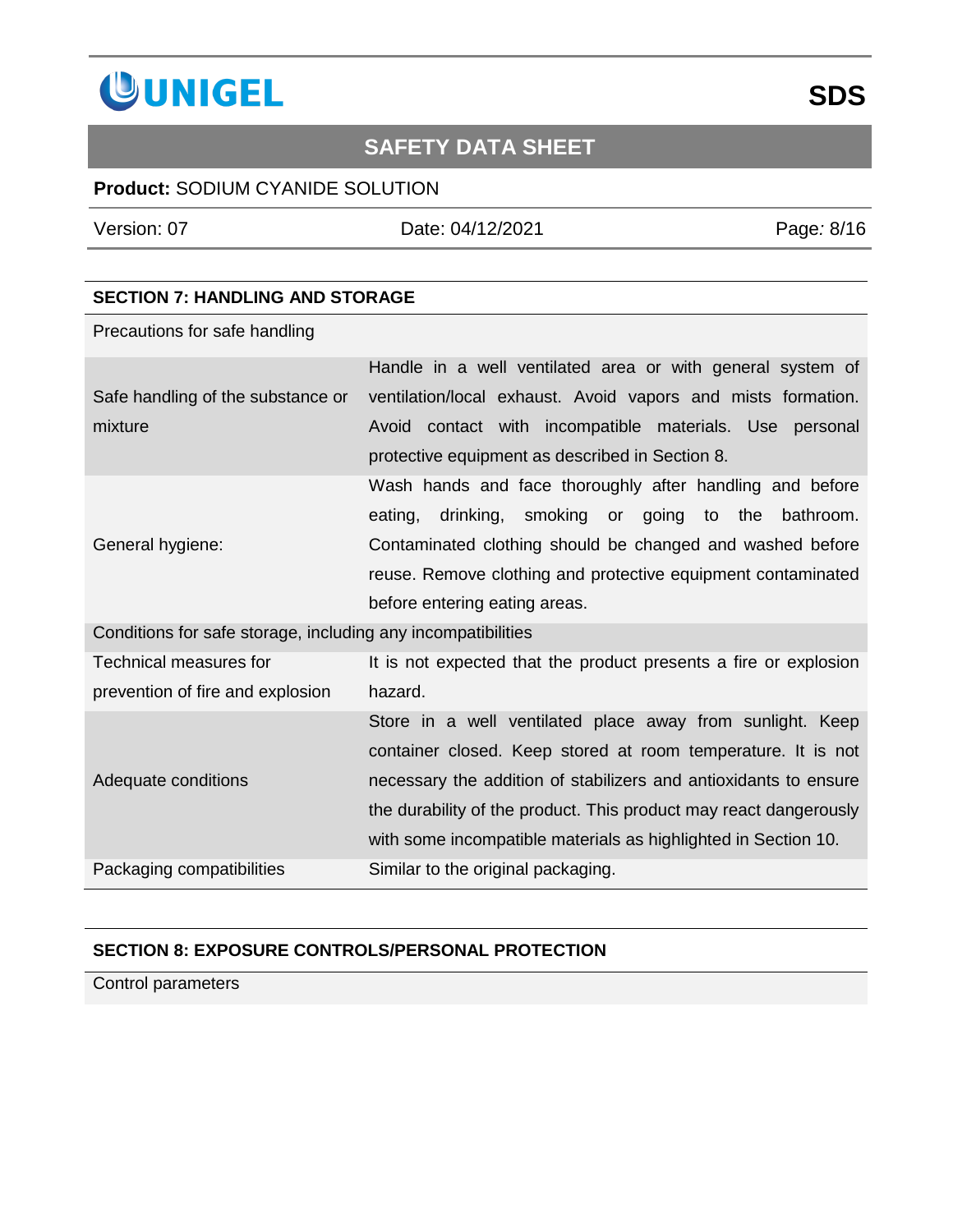## SECTION 7: HANDLING AND STORAGE

| Precautions for safe handling | |
| --- | --- |
| Safe handling of the substance or mixture | Handle in a well ventilated area or with general system of ventilation/local exhaust. Avoid vapors and mists formation. Avoid contact with incompatible materials. Use personal protective equipment as described in Section 8. |
| General hygiene: | Wash hands and face thoroughly after handling and before eating, drinking, smoking or going to the bathroom. Contaminated clothing should be changed and washed before reuse. Remove clothing and protective equipment contaminated before entering eating areas. |
| Conditions for safe storage, including any incompatibilities | |
| Technical measures for prevention of fire and explosion | It is not expected that the product presents a fire or explosion hazard. |
| Adequate conditions | Store in a well ventilated place away from sunlight. Keep container closed. Keep stored at room temperature. It is not necessary the addition of stabilizers and antioxidants to ensure the durability of the product. This product may react dangerously with some incompatible materials as highlighted in Section 10. |
| Packaging compatibilities | Similar to the original packaging. |

## SECTION 8: EXPOSURE CONTROLS/PERSONAL PROTECTION

Control parameters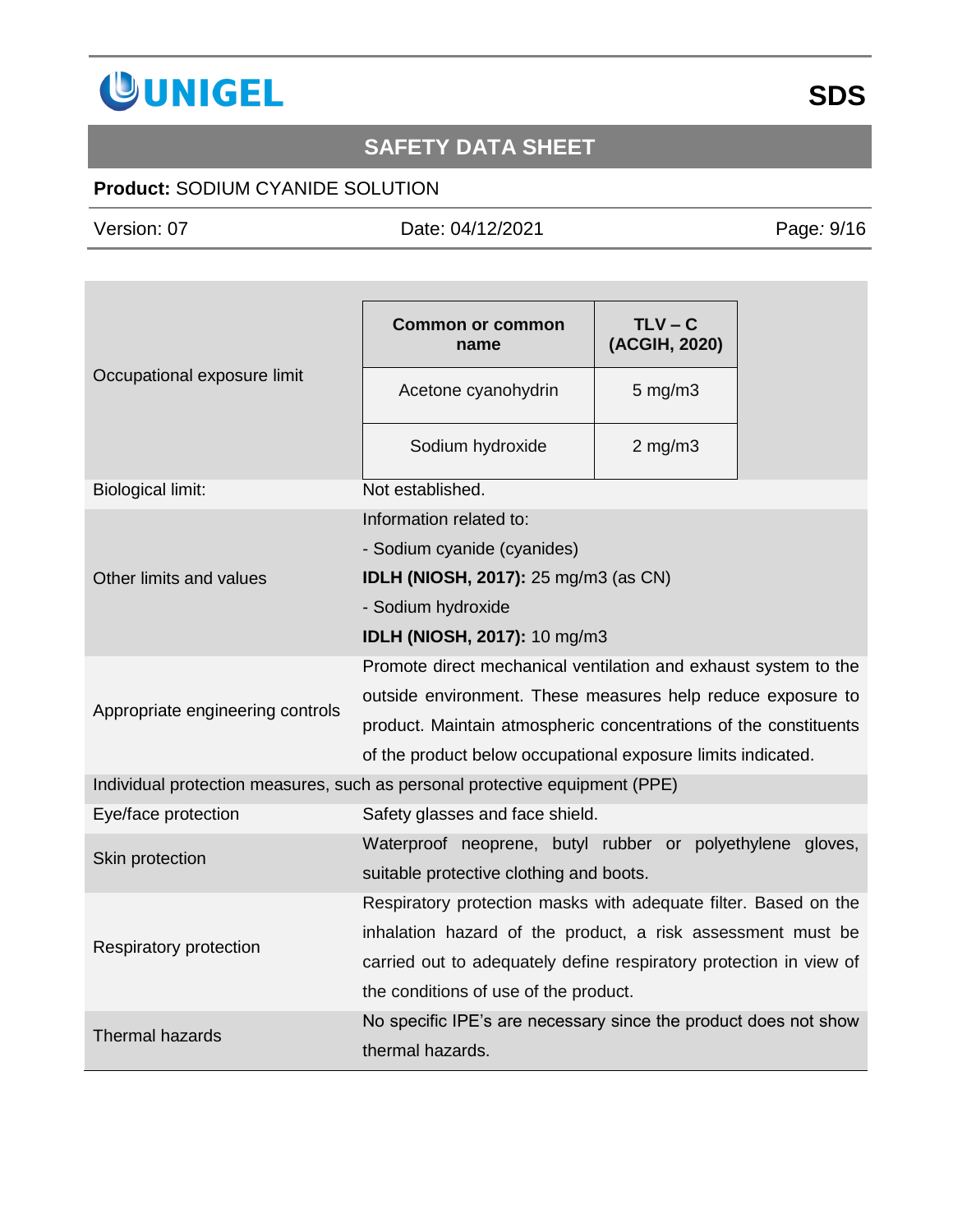| | |
|---|---|
| Occupational exposure limit | <table><tr><th>Common or common name</th><th>TLV – C (ACGIH, 2020)</th></tr><tr><td>Acetone cyanohydrin</td><td>5 mg/m3</td></tr><tr><td>Sodium hydroxide</td><td>2 mg/m3</td></tr></table> |
| Biological limit: | Not established. |
| Other limits and values | Information related to:<br>- Sodium cyanide (cyanides)<br>**IDLH (NIOSH, 2017):** 25 mg/m3 (as CN)<br>- Sodium hydroxide<br>**IDLH (NIOSH, 2017):** 10 mg/m3 |
| Appropriate engineering controls | Promote direct mechanical ventilation and exhaust system to the outside environment. These measures help reduce exposure to product. Maintain atmospheric concentrations of the constituents of the product below occupational exposure limits indicated. |
| Individual protection measures, such as personal protective equipment (PPE) | |
| Eye/face protection | Safety glasses and face shield. |
| Skin protection | Waterproof neoprene, butyl rubber or polyethylene gloves, suitable protective clothing and boots. |
| Respiratory protection | Respiratory protection masks with adequate filter. Based on the inhalation hazard of the product, a risk assessment must be carried out to adequately define respiratory protection in view of the conditions of use of the product. |
| Thermal hazards | No specific IPE's are necessary since the product does not show thermal hazards. |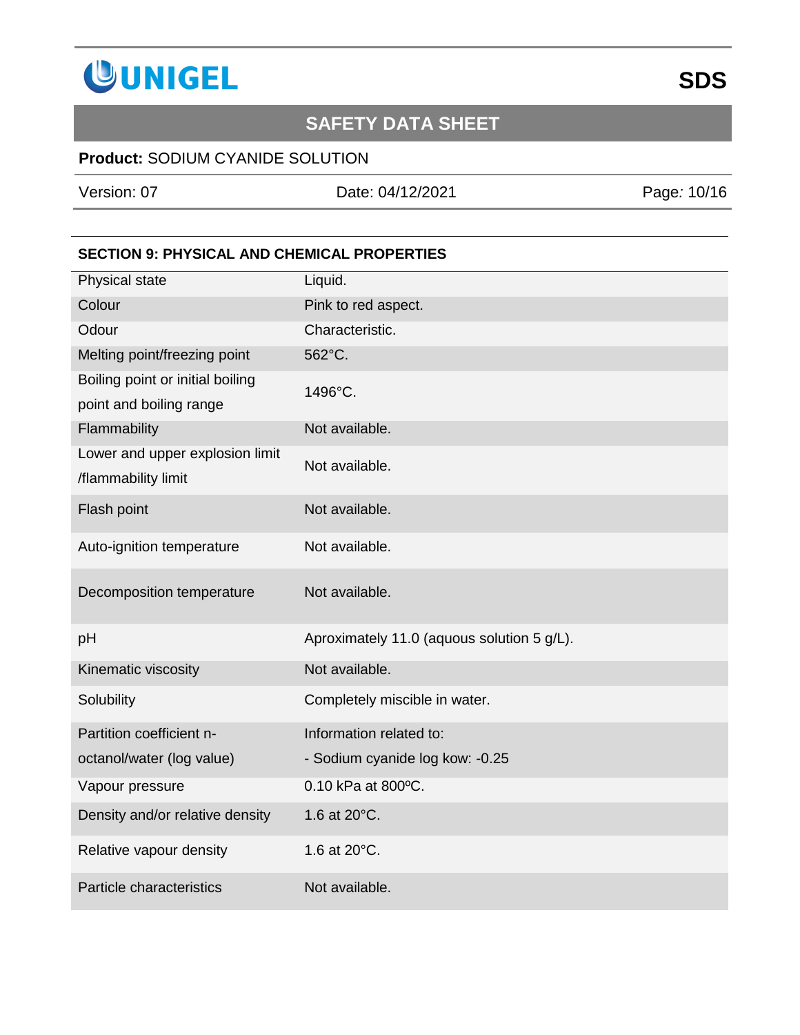## SECTION 9: PHYSICAL AND CHEMICAL PROPERTIES

| Property | Value |
|---|---|
| Physical state | Liquid. |
| Colour | Pink to red aspect. |
| Odour | Characteristic. |
| Melting point/freezing point | 562°C. |
| Boiling point or initial boiling point and boiling range | 1496°C. |
| Flammability | Not available. |
| Lower and upper explosion limit /flammability limit | Not available. |
| Flash point | Not available. |
| Auto-ignition temperature | Not available. |
| Decomposition temperature | Not available. |
| pH | Aproximately 11.0 (aquous solution 5 g/L). |
| Kinematic viscosity | Not available. |
| Solubility | Completely miscible in water. |
| Partition coefficient n-octanol/water (log value) | Information related to:<br>- Sodium cyanide log kow: -0.25 |
| Vapour pressure | 0.10 kPa at 800ºC. |
| Density and/or relative density | 1.6 at 20°C. |
| Relative vapour density | 1.6 at 20°C. |
| Particle characteristics | Not available. |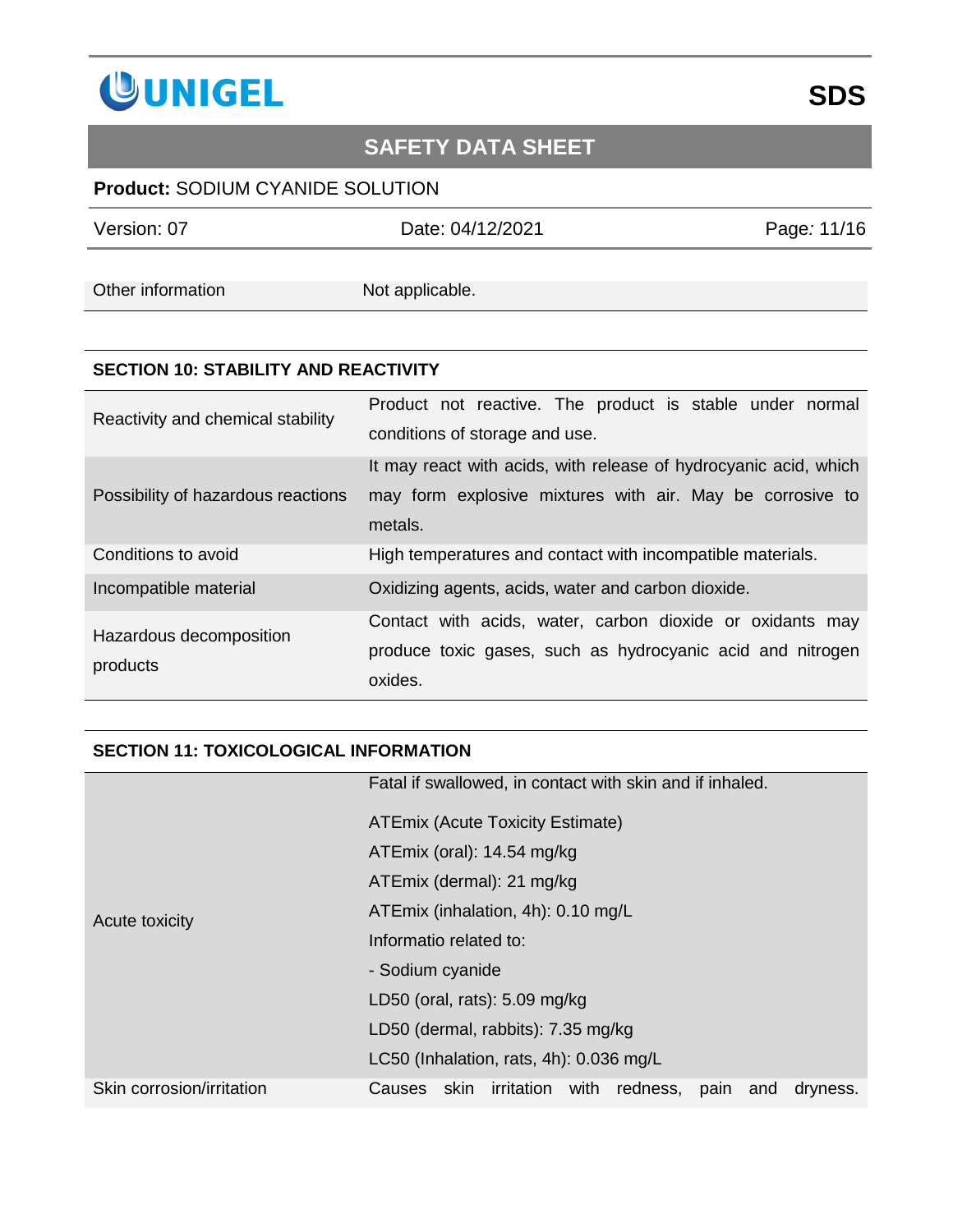| Other information | Not applicable. |
|---|---|

## SECTION 10: STABILITY AND REACTIVITY

| | |
|---|---|
| Reactivity and chemical stability | Product not reactive. The product is stable under normal conditions of storage and use. |
| Possibility of hazardous reactions | It may react with acids, with release of hydrocyanic acid, which may form explosive mixtures with air. May be corrosive to metals. |
| Conditions to avoid | High temperatures and contact with incompatible materials. |
| Incompatible material | Oxidizing agents, acids, water and carbon dioxide. |
| Hazardous decomposition products | Contact with acids, water, carbon dioxide or oxidants may produce toxic gases, such as hydrocyanic acid and nitrogen oxides. |

## SECTION 11: TOXICOLOGICAL INFORMATION

| | |
|---|---|
| Acute toxicity | Fatal if swallowed, in contact with skin and if inhaled.<br><br>ATEmix (Acute Toxicity Estimate)<br>ATEmix (oral): 14.54 mg/kg<br>ATEmix (dermal): 21 mg/kg<br>ATEmix (inhalation, 4h): 0.10 mg/L<br>Informatio related to:<br>- Sodium cyanide<br>LD50 (oral, rats): 5.09 mg/kg<br>LD50 (dermal, rabbits): 7.35 mg/kg<br>LC50 (Inhalation, rats, 4h): 0.036 mg/L |
| Skin corrosion/irritation | Causes skin irritation with redness, pain and dryness. |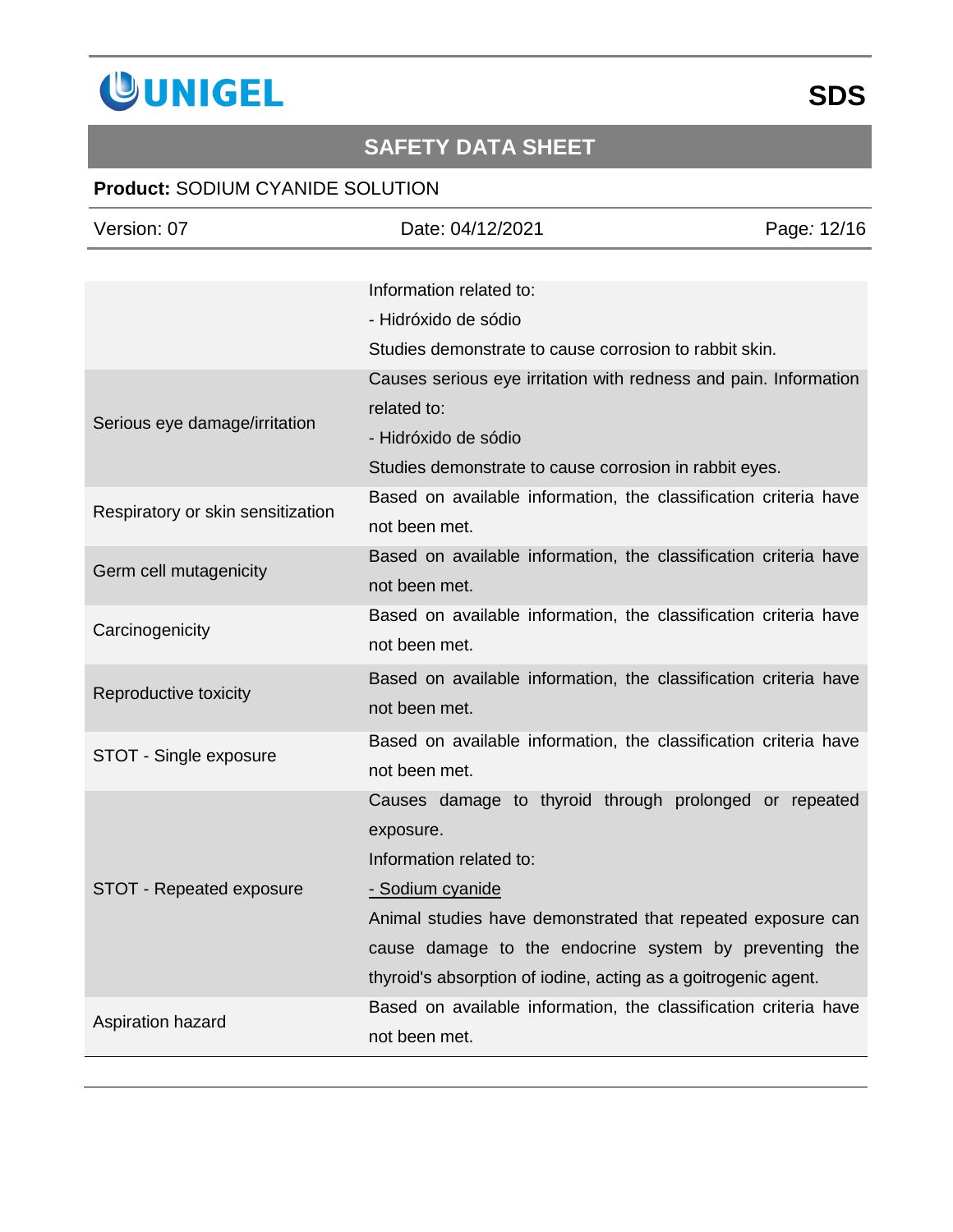| | |
|---|---|
| | Information related to:<br>- Hidróxido de sódio<br>Studies demonstrate to cause corrosion to rabbit skin. |
| Serious eye damage/irritation | Causes serious eye irritation with redness and pain. Information related to:<br>- Hidróxido de sódio<br>Studies demonstrate to cause corrosion in rabbit eyes. |
| Respiratory or skin sensitization | Based on available information, the classification criteria have not been met. |
| Germ cell mutagenicity | Based on available information, the classification criteria have not been met. |
| Carcinogenicity | Based on available information, the classification criteria have not been met. |
| Reproductive toxicity | Based on available information, the classification criteria have not been met. |
| STOT - Single exposure | Based on available information, the classification criteria have not been met. |
| STOT - Repeated exposure | Causes damage to thyroid through prolonged or repeated exposure.<br>Information related to:<br>- Sodium cyanide<br>Animal studies have demonstrated that repeated exposure can cause damage to the endocrine system by preventing the thyroid's absorption of iodine, acting as a goitrogenic agent. |
| Aspiration hazard | Based on available information, the classification criteria have not been met. |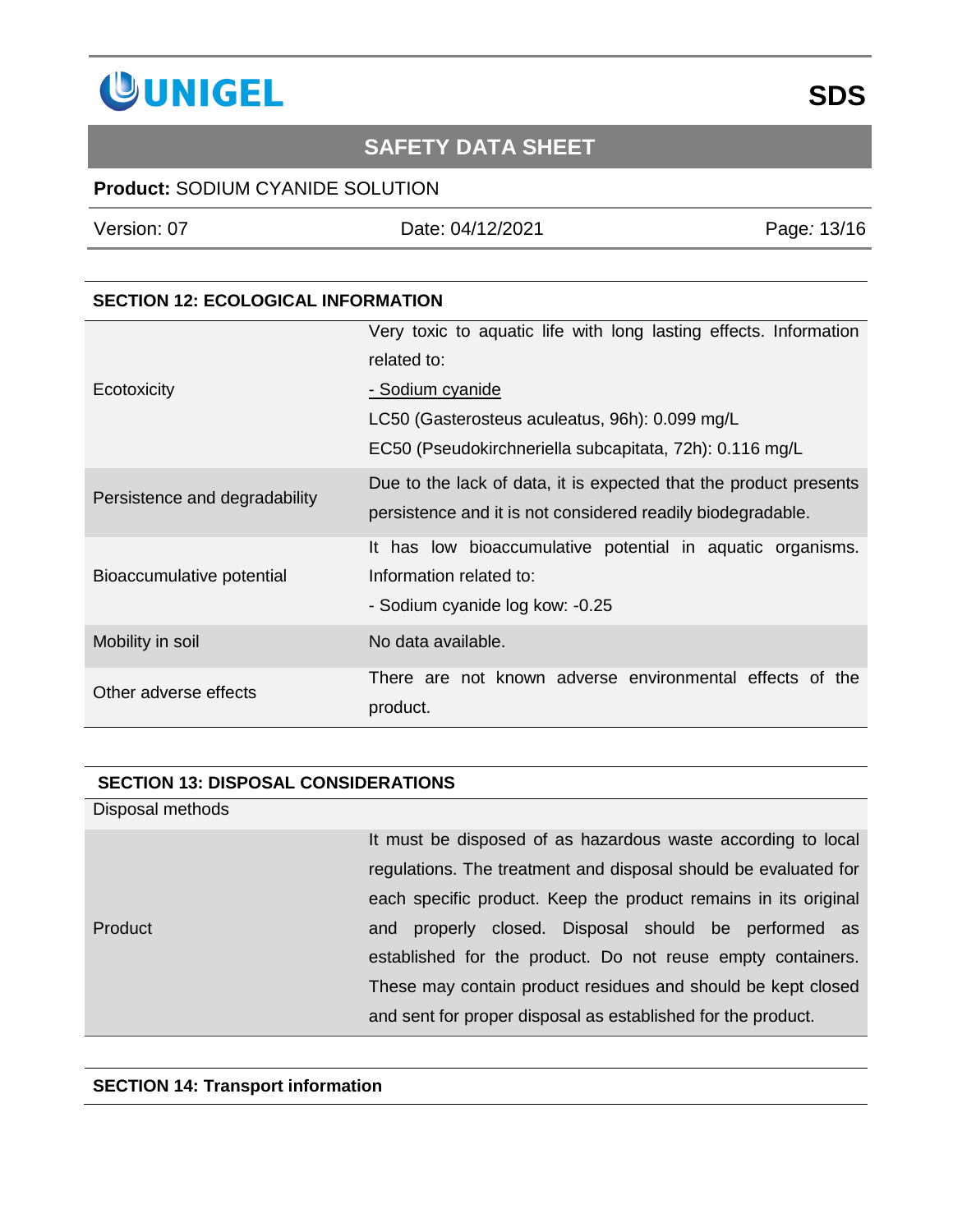## SECTION 12: ECOLOGICAL INFORMATION

| | |
|---|---|
| Ecotoxicity | Very toxic to aquatic life with long lasting effects. Information related to:<br>- Sodium cyanide<br>LC50 (Gasterosteus aculeatus, 96h): 0.099 mg/L<br>EC50 (Pseudokirchneriella subcapitata, 72h): 0.116 mg/L |
| Persistence and degradability | Due to the lack of data, it is expected that the product presents persistence and it is not considered readily biodegradable. |
| Bioaccumulative potential | It has low bioaccumulative potential in aquatic organisms. Information related to:<br>- Sodium cyanide log kow: -0.25 |
| Mobility in soil | No data available. |
| Other adverse effects | There are not known adverse environmental effects of the product. |

## SECTION 13: DISPOSAL CONSIDERATIONS

Disposal methods

| | |
|---|---|
| Product | It must be disposed of as hazardous waste according to local regulations. The treatment and disposal should be evaluated for each specific product. Keep the product remains in its original and properly closed. Disposal should be performed as established for the product. Do not reuse empty containers. These may contain product residues and should be kept closed and sent for proper disposal as established for the product. |

## SECTION 14: Transport information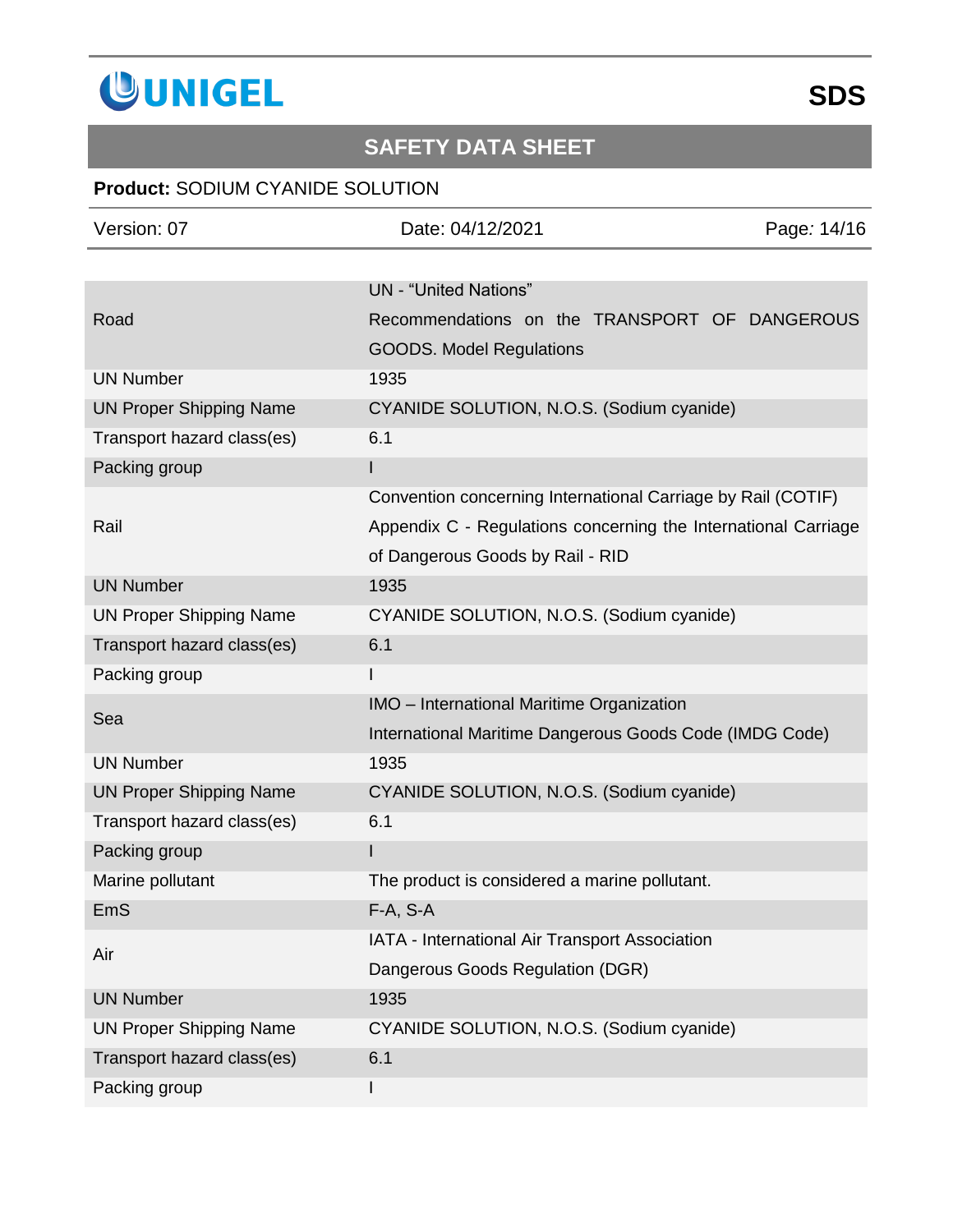| | |
|---|---|
| Road | UN - "United Nations"<br>Recommendations on the TRANSPORT OF DANGEROUS GOODS. Model Regulations |
| UN Number | 1935 |
| UN Proper Shipping Name | CYANIDE SOLUTION, N.O.S. (Sodium cyanide) |
| Transport hazard class(es) | 6.1 |
| Packing group | I |
| Rail | Convention concerning International Carriage by Rail (COTIF) Appendix C - Regulations concerning the International Carriage of Dangerous Goods by Rail - RID |
| UN Number | 1935 |
| UN Proper Shipping Name | CYANIDE SOLUTION, N.O.S. (Sodium cyanide) |
| Transport hazard class(es) | 6.1 |
| Packing group | I |
| Sea | IMO – International Maritime Organization<br>International Maritime Dangerous Goods Code (IMDG Code) |
| UN Number | 1935 |
| UN Proper Shipping Name | CYANIDE SOLUTION, N.O.S. (Sodium cyanide) |
| Transport hazard class(es) | 6.1 |
| Packing group | I |
| Marine pollutant | The product is considered a marine pollutant. |
| EmS | F-A, S-A |
| Air | IATA - International Air Transport Association<br>Dangerous Goods Regulation (DGR) |
| UN Number | 1935 |
| UN Proper Shipping Name | CYANIDE SOLUTION, N.O.S. (Sodium cyanide) |
| Transport hazard class(es) | 6.1 |
| Packing group | I |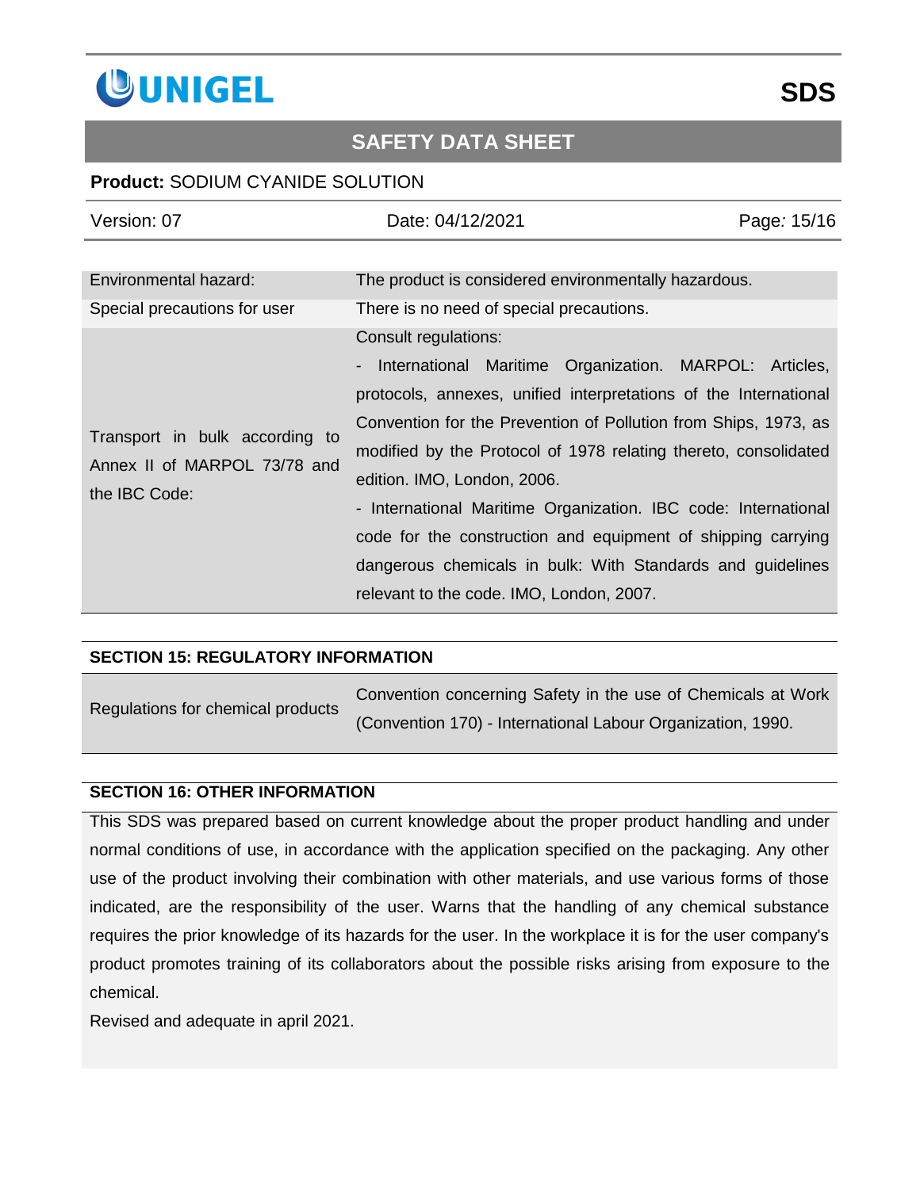| | |
|---|---|
| Environmental hazard: | The product is considered environmentally hazardous. |
| Special precautions for user | There is no need of special precautions. |
| Transport in bulk according to Annex II of MARPOL 73/78 and the IBC Code: | Consult regulations:<br>- International Maritime Organization. MARPOL: Articles, protocols, annexes, unified interpretations of the International Convention for the Prevention of Pollution from Ships, 1973, as modified by the Protocol of 1978 relating thereto, consolidated edition. IMO, London, 2006.<br>- International Maritime Organization. IBC code: International code for the construction and equipment of shipping carrying dangerous chemicals in bulk: With Standards and guidelines relevant to the code. IMO, London, 2007. |

## SECTION 15: REGULATORY INFORMATION

| | |
|---|---|
| Regulations for chemical products | Convention concerning Safety in the use of Chemicals at Work (Convention 170) - International Labour Organization, 1990. |

## SECTION 16: OTHER INFORMATION

This SDS was prepared based on current knowledge about the proper product handling and under normal conditions of use, in accordance with the application specified on the packaging. Any other use of the product involving their combination with other materials, and use various forms of those indicated, are the responsibility of the user. Warns that the handling of any chemical substance requires the prior knowledge of its hazards for the user. In the workplace it is for the user company's product promotes training of its collaborators about the possible risks arising from exposure to the chemical.

Revised and adequate in april 2021.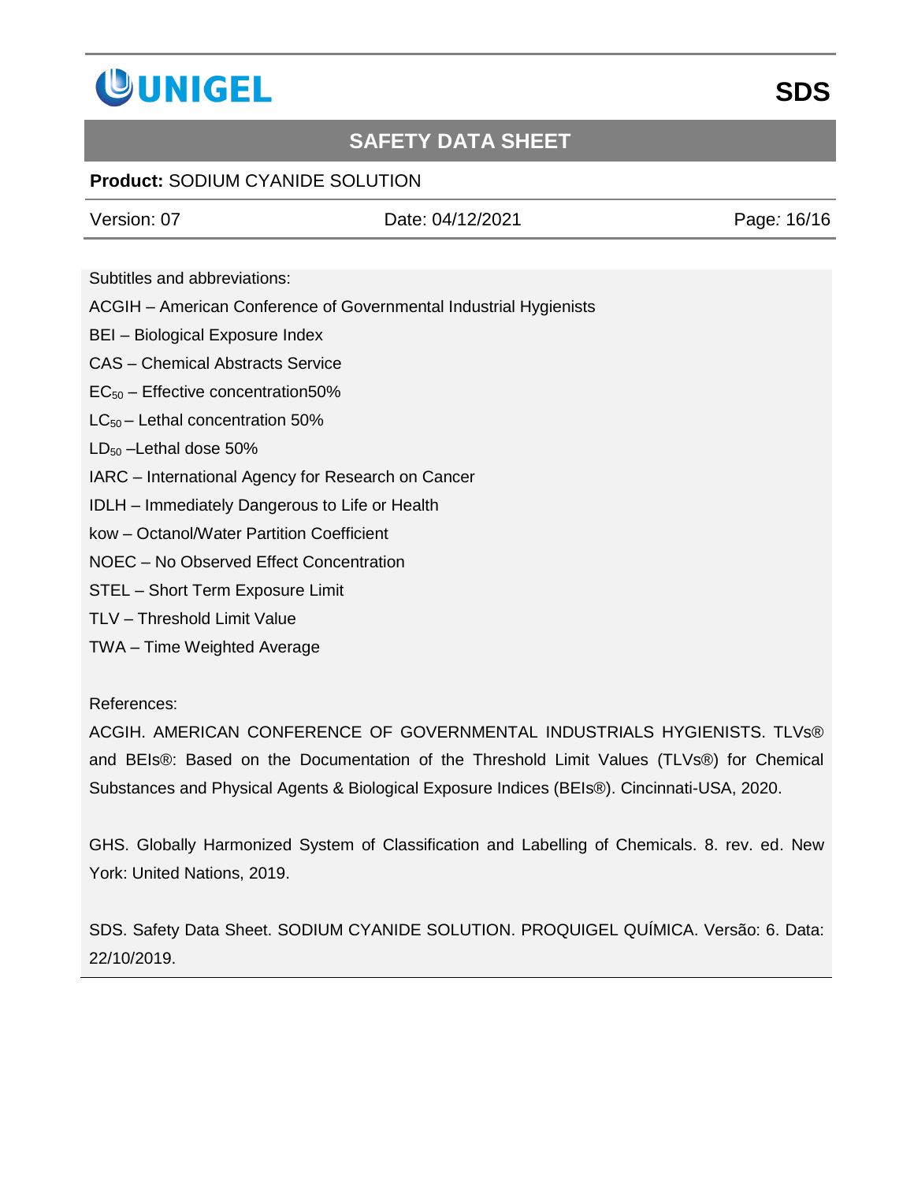Subtitles and abbreviations:

ACGIH – American Conference of Governmental Industrial Hygienists

BEI – Biological Exposure Index

CAS – Chemical Abstracts Service

$EC_{50}$ – Effective concentration50%

$LC_{50}$ – Lethal concentration 50%

$LD_{50}$ –Lethal dose 50%

IARC – International Agency for Research on Cancer

IDLH – Immediately Dangerous to Life or Health

kow – Octanol/Water Partition Coefficient

NOEC – No Observed Effect Concentration

STEL – Short Term Exposure Limit

TLV – Threshold Limit Value

TWA – Time Weighted Average

References:

ACGIH. AMERICAN CONFERENCE OF GOVERNMENTAL INDUSTRIALS HYGIENISTS. TLVs® and BEIs®: Based on the Documentation of the Threshold Limit Values (TLVs®) for Chemical Substances and Physical Agents & Biological Exposure Indices (BEIs®). Cincinnati-USA, 2020.

GHS. Globally Harmonized System of Classification and Labelling of Chemicals. 8. rev. ed. New York: United Nations, 2019.

SDS. Safety Data Sheet. SODIUM CYANIDE SOLUTION. PROQUIGEL QUÍMICA. Versão: 6. Data: 22/10/2019.